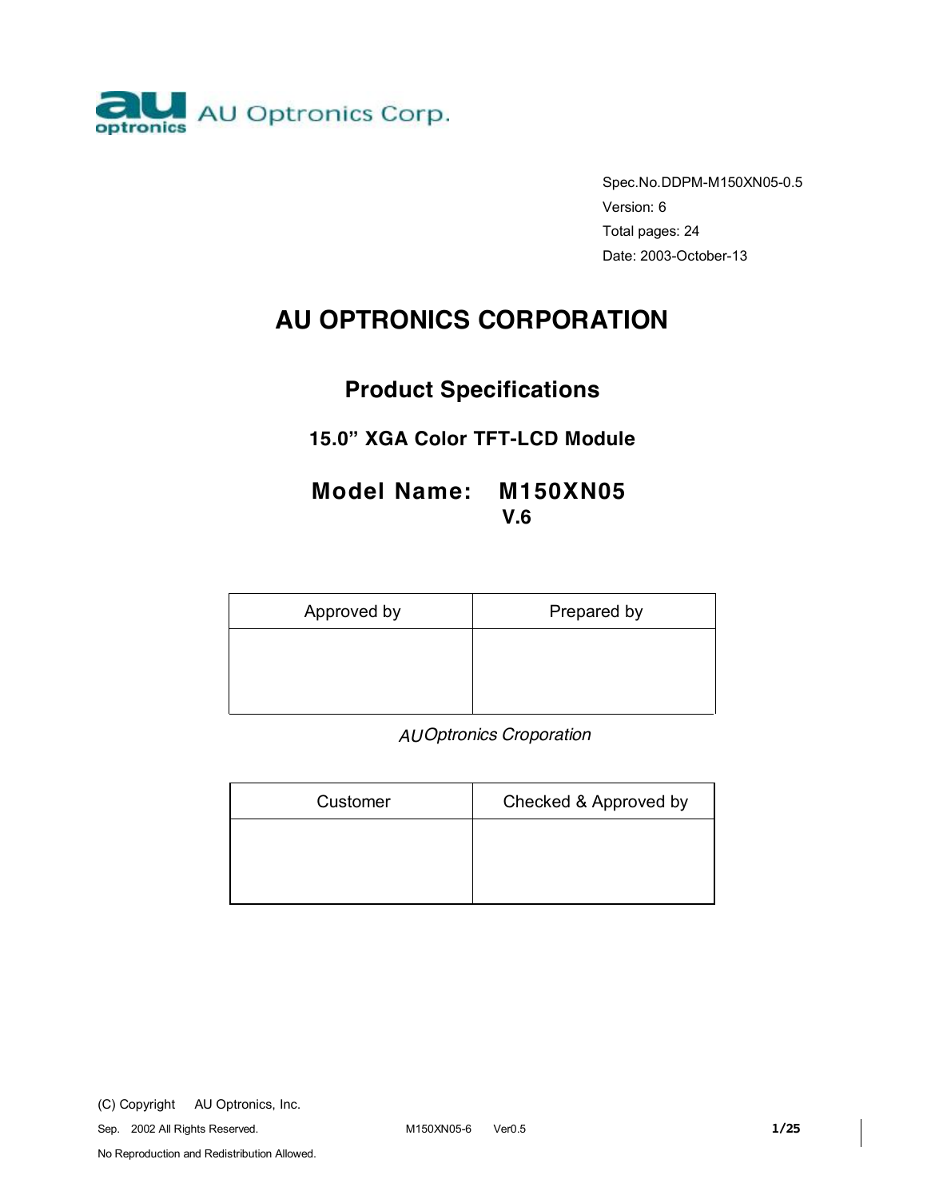AU Optronics Corp.

Spec.No.DDPM-M150XN05-0.5
Version: 6
Total pages: 24
Date: 2003-October-13

# AU OPTRONICS CORPORATION

## Product Specifications

### 15.0" XGA Color TFT-LCD Module

## Model Name: M150XN05
**V.6**

| Approved by | Prepared by |
|---|---|
| | |

*AU Optronics Croporation*

| Customer | Checked & Approved by |
|---|---|
| | |

(C) Copyright AU Optronics, Inc.
Sep. 2002 All Rights Reserved.
No Reproduction and Redistribution Allowed.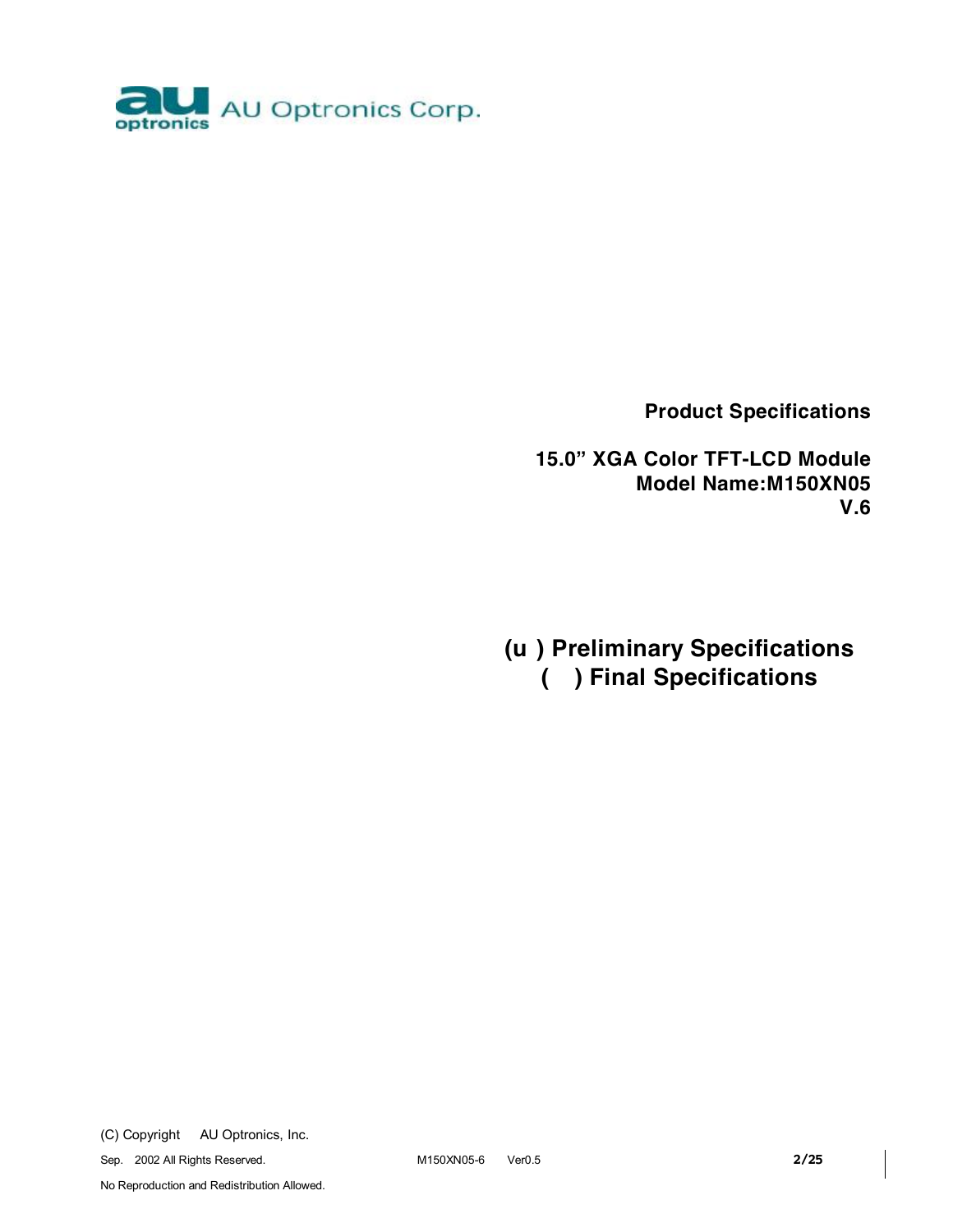AU Optronics Corp.

**Product Specifications**

**15.0" XGA Color TFT-LCD Module**
**Model Name:M150XN05**
**V.6**

**(u ) Preliminary Specifications**
**( ) Final Specifications**

(C) Copyright AU Optronics, Inc.
Sep. 2002 All Rights Reserved.
No Reproduction and Redistribution Allowed.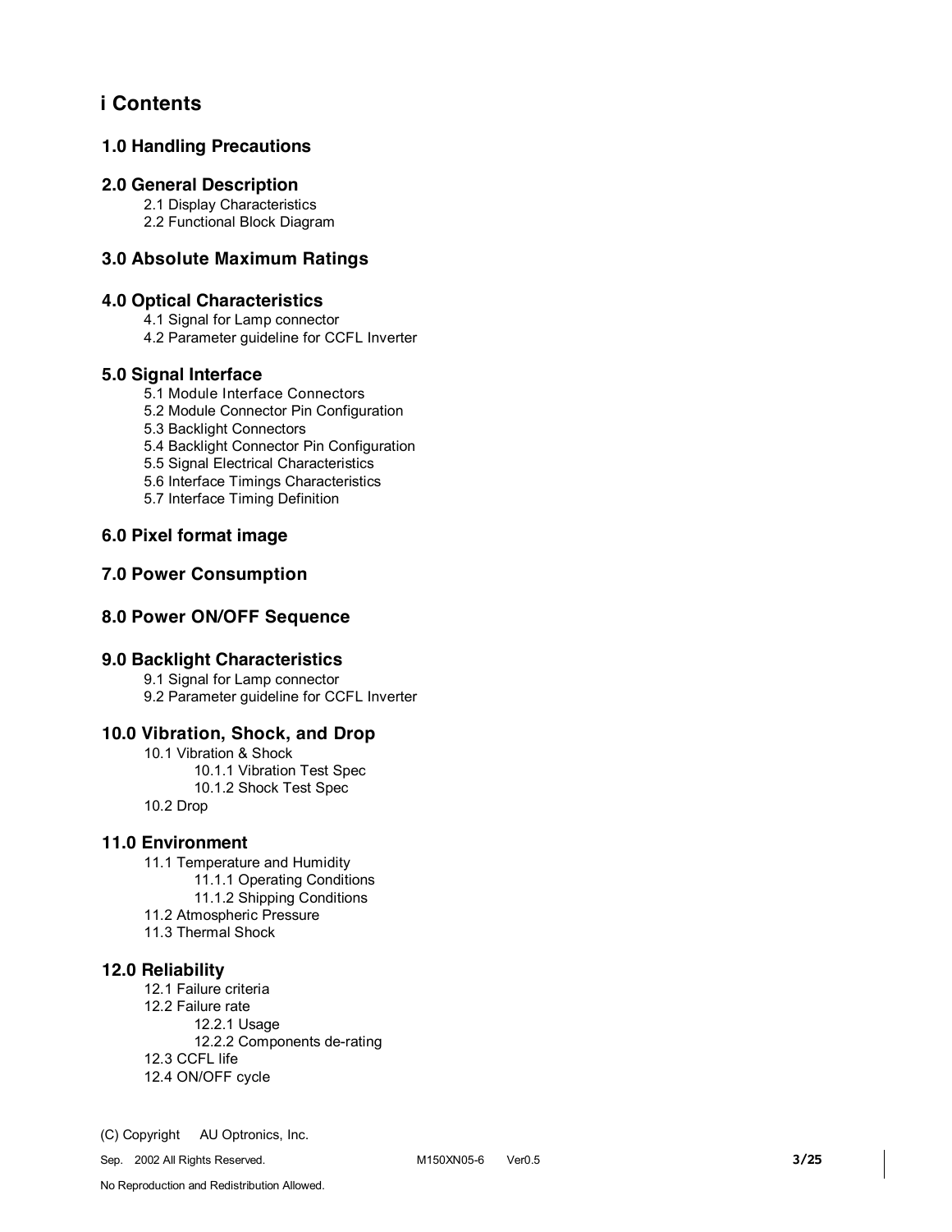# i Contents

## 1.0 Handling Precautions

## 2.0 General Description

- 2.1 Display Characteristics
- 2.2 Functional Block Diagram

## 3.0 Absolute Maximum Ratings

## 4.0 Optical Characteristics

- 4.1 Signal for Lamp connector
- 4.2 Parameter guideline for CCFL Inverter

## 5.0 Signal Interface

- 5.1 Module Interface Connectors
- 5.2 Module Connector Pin Configuration
- 5.3 Backlight Connectors
- 5.4 Backlight Connector Pin Configuration
- 5.5 Signal Electrical Characteristics
- 5.6 Interface Timings Characteristics
- 5.7 Interface Timing Definition

## 6.0 Pixel format image

## 7.0 Power Consumption

## 8.0 Power ON/OFF Sequence

## 9.0 Backlight Characteristics

- 9.1 Signal for Lamp connector
- 9.2 Parameter guideline for CCFL Inverter

## 10.0 Vibration, Shock, and Drop

- 10.1 Vibration & Shock
  - 10.1.1 Vibration Test Spec
  - 10.1.2 Shock Test Spec
- 10.2 Drop

## 11.0 Environment

- 11.1 Temperature and Humidity
  - 11.1.1 Operating Conditions
  - 11.1.2 Shipping Conditions
- 11.2 Atmospheric Pressure
- 11.3 Thermal Shock

## 12.0 Reliability

- 12.1 Failure criteria
- 12.2 Failure rate
  - 12.2.1 Usage
  - 12.2.2 Components de-rating
- 12.3 CCFL life
- 12.4 ON/OFF cycle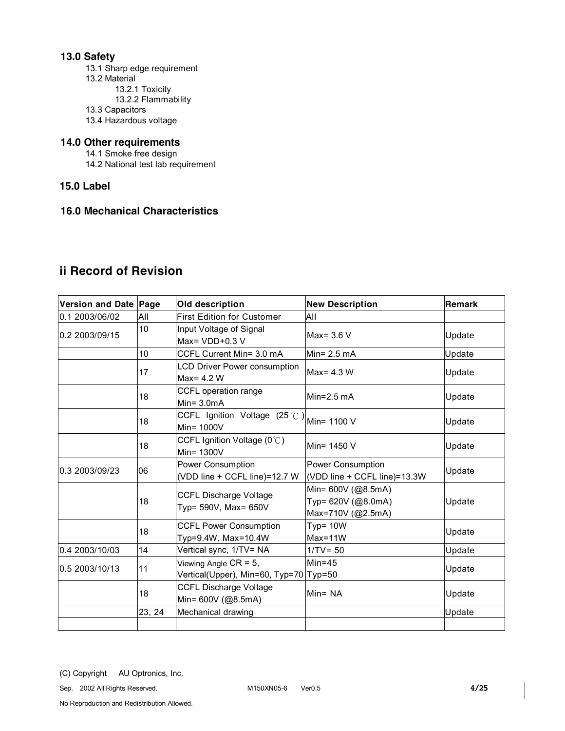## 13.0 Safety

- 13.1 Sharp edge requirement
- 13.2 Material
  - 13.2.1 Toxicity
  - 13.2.2 Flammability
- 13.3 Capacitors
- 13.4 Hazardous voltage

## 14.0 Other requirements

- 14.1 Smoke free design
- 14.2 National test lab requirement

## 15.0 Label

## 16.0 Mechanical Characteristics

# ii Record of Revision

| Version and Date | Page | Old description | New Description | Remark |
|---|---|---|---|---|
| 0.1 2003/06/02 | All | First Edition for Customer | All | |
| 0.2 2003/09/15 | 10 | Input Voltage of Signal Max= VDD+0.3 V | Max= 3.6 V | Update |
| | 10 | CCFL Current Min= 3.0 mA | Min= 2.5 mA | Update |
| | 17 | LCD Driver Power consumption Max= 4.2 W | Max= 4.3 W | Update |
| | 18 | CCFL operation range Min= 3.0mA | Min=2.5 mA | Update |
| | 18 | CCFL Ignition Voltage (25 ℃) Min= 1000V | Min= 1100 V | Update |
| | 18 | CCFL Ignition Voltage (0℃) Min= 1300V | Min= 1450 V | Update |
| 0.3 2003/09/23 | 06 | Power Consumption (VDD line + CCFL line)=12.7 W | Power Consumption (VDD line + CCFL line)=13.3W | Update |
| | 18 | CCFL Discharge Voltage Typ= 590V, Max= 650V | Min= 600V (@8.5mA) Typ= 620V (@8.0mA) Max=710V (@2.5mA) | Update |
| | 18 | CCFL Power Consumption Typ=9.4W, Max=10.4W | Typ= 10W Max=11W | Update |
| 0.4 2003/10/03 | 14 | Vertical sync, 1/TV= NA | 1/TV= 50 | Update |
| 0.5 2003/10/13 | 11 | Viewing Angle CR = 5, Vertical(Upper), Min=60, Typ=70 | Min=45 Typ=50 | Update |
| | 18 | CCFL Discharge Voltage Min= 600V (@8.5mA) | Min= NA | Update |
| | 23, 24 | Mechanical drawing | | Update |
| | | | | |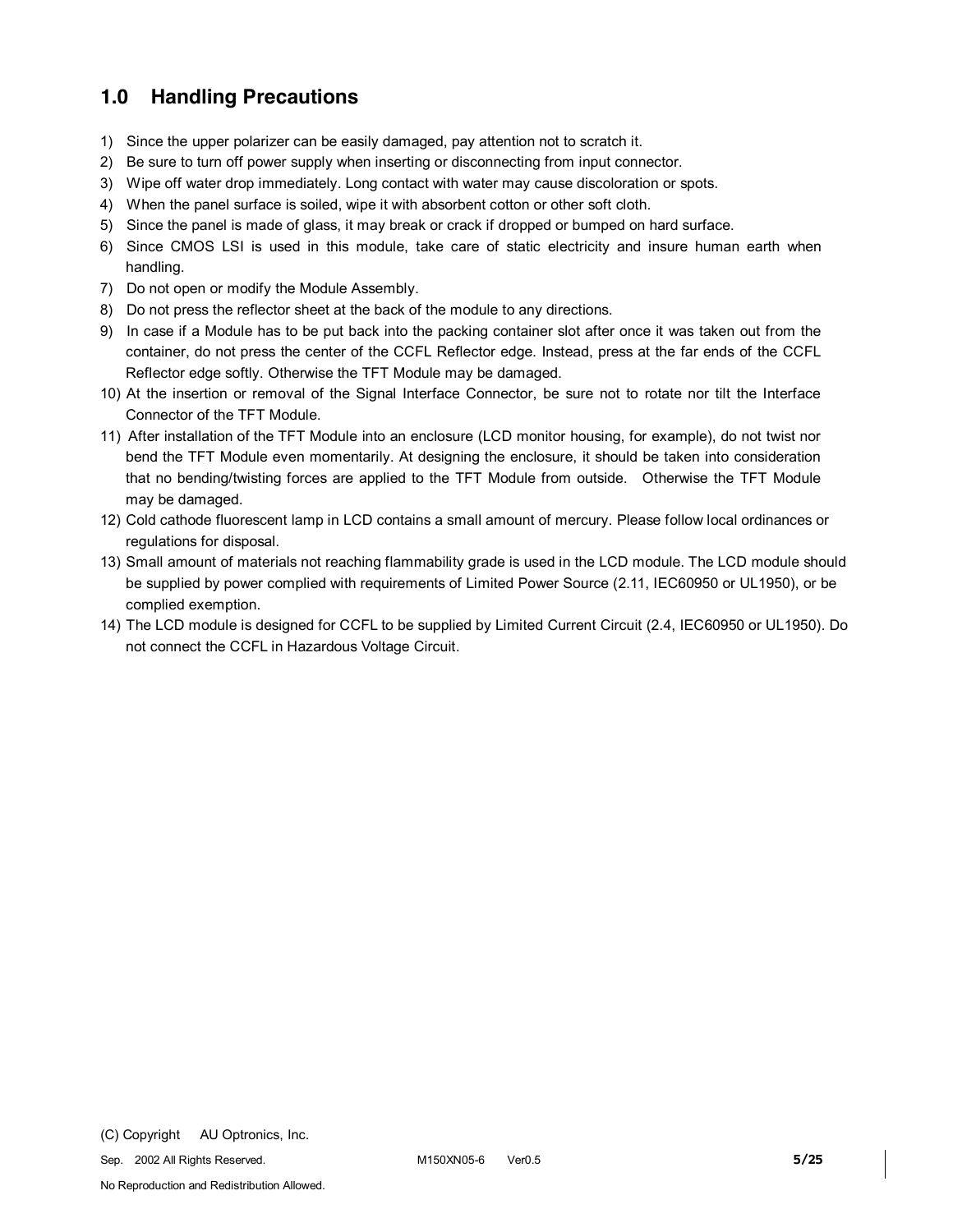## 1.0 Handling Precautions

1) Since the upper polarizer can be easily damaged, pay attention not to scratch it.
2) Be sure to turn off power supply when inserting or disconnecting from input connector.
3) Wipe off water drop immediately. Long contact with water may cause discoloration or spots.
4) When the panel surface is soiled, wipe it with absorbent cotton or other soft cloth.
5) Since the panel is made of glass, it may break or crack if dropped or bumped on hard surface.
6) Since CMOS LSI is used in this module, take care of static electricity and insure human earth when handling.
7) Do not open or modify the Module Assembly.
8) Do not press the reflector sheet at the back of the module to any directions.
9) In case if a Module has to be put back into the packing container slot after once it was taken out from the container, do not press the center of the CCFL Reflector edge. Instead, press at the far ends of the CCFL Reflector edge softly. Otherwise the TFT Module may be damaged.
10) At the insertion or removal of the Signal Interface Connector, be sure not to rotate nor tilt the Interface Connector of the TFT Module.
11) After installation of the TFT Module into an enclosure (LCD monitor housing, for example), do not twist nor bend the TFT Module even momentarily. At designing the enclosure, it should be taken into consideration that no bending/twisting forces are applied to the TFT Module from outside. Otherwise the TFT Module may be damaged.
12) Cold cathode fluorescent lamp in LCD contains a small amount of mercury. Please follow local ordinances or regulations for disposal.
13) Small amount of materials not reaching flammability grade is used in the LCD module. The LCD module should be supplied by power complied with requirements of Limited Power Source (2.11, IEC60950 or UL1950), or be complied exemption.
14) The LCD module is designed for CCFL to be supplied by Limited Current Circuit (2.4, IEC60950 or UL1950). Do not connect the CCFL in Hazardous Voltage Circuit.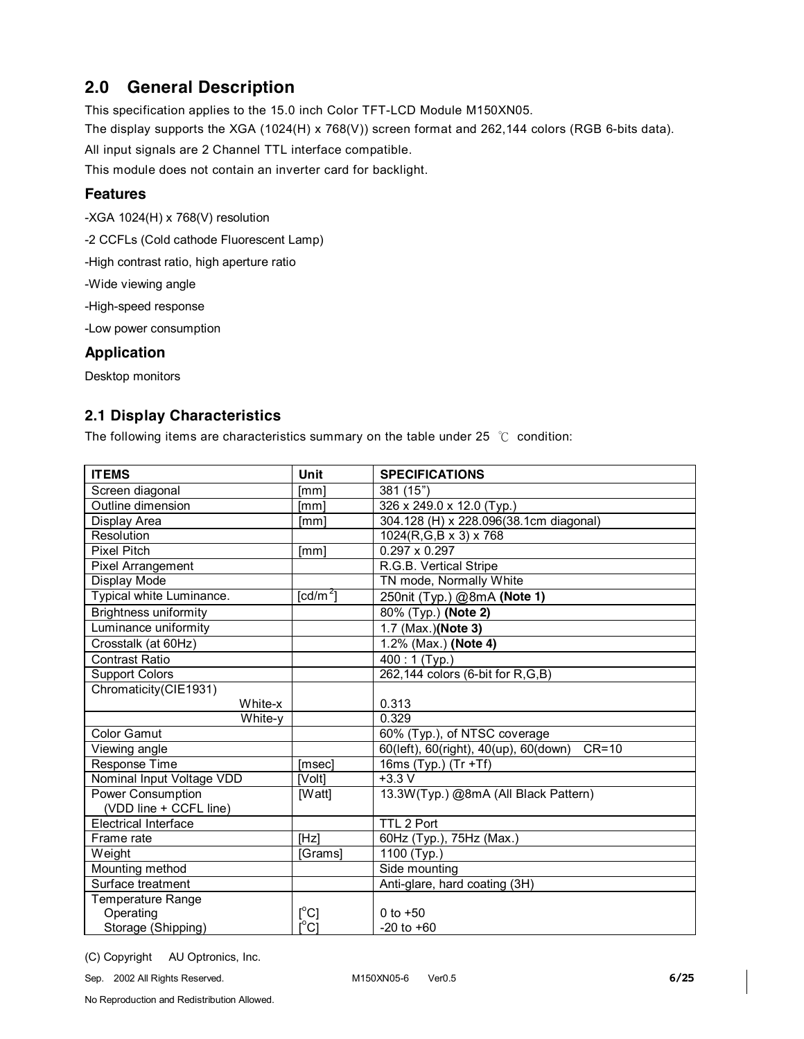## 2.0 General Description

This specification applies to the 15.0 inch Color TFT-LCD Module M150XN05.

The display supports the XGA (1024(H) x 768(V)) screen format and 262,144 colors (RGB 6-bits data).

All input signals are 2 Channel TTL interface compatible.

This module does not contain an inverter card for backlight.

### Features

-XGA 1024(H) x 768(V) resolution

-2 CCFLs (Cold cathode Fluorescent Lamp)

-High contrast ratio, high aperture ratio

-Wide viewing angle

-High-speed response

-Low power consumption

### Application

Desktop monitors

### 2.1 Display Characteristics

The following items are characteristics summary on the table under 25 ℃ condition:

| ITEMS | Unit | SPECIFICATIONS |
|---|---|---|
| Screen diagonal | [mm] | 381 (15") |
| Outline dimension | [mm] | 326 x 249.0 x 12.0 (Typ.) |
| Display Area | [mm] | 304.128 (H) x 228.096(38.1cm diagonal) |
| Resolution | | 1024(R,G,B x 3) x 768 |
| Pixel Pitch | [mm] | 0.297 x 0.297 |
| Pixel Arrangement | | R.G.B. Vertical Stripe |
| Display Mode | | TN mode, Normally White |
| Typical white Luminance. | [cd/m$^2$] | 250nit (Typ.) @8mA **(Note 1)** |
| Brightness uniformity | | 80% (Typ.) **(Note 2)** |
| Luminance uniformity | | 1.7 (Max.)**(Note 3)** |
| Crosstalk (at 60Hz) | | 1.2% (Max.) **(Note 4)** |
| Contrast Ratio | | 400 : 1 (Typ.) |
| Support Colors | | 262,144 colors (6-bit for R,G,B) |
| Chromaticity(CIE1931) White-x | | 0.313 |
| White-y | | 0.329 |
| Color Gamut | | 60% (Typ.), of NTSC coverage |
| Viewing angle | | 60(left), 60(right), 40(up), 60(down) CR=10 |
| Response Time | [msec] | 16ms (Typ.) (Tr +Tf) |
| Nominal Input Voltage VDD | [Volt] | +3.3 V |
| Power Consumption (VDD line + CCFL line) | [Watt] | 13.3W(Typ.) @8mA (All Black Pattern) |
| Electrical Interface | | TTL 2 Port |
| Frame rate | [Hz] | 60Hz (Typ.), 75Hz (Max.) |
| Weight | [Grams] | 1100 (Typ.) |
| Mounting method | | Side mounting |
| Surface treatment | | Anti-glare, hard coating (3H) |
| Temperature Range | | |
| Operating | [$^o$C] | 0 to +50 |
| Storage (Shipping) | [$^o$C] | -20 to +60 |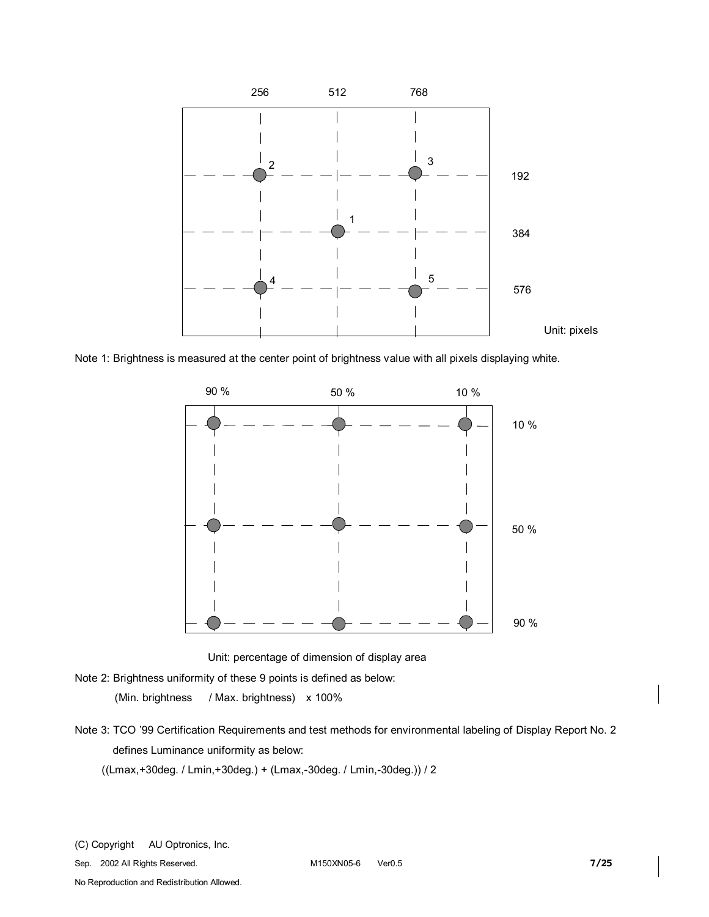256 512 768

192

384

576

Unit: pixels

Note 1: Brightness is measured at the center point of brightness value with all pixels displaying white.

90 % 50 % 10 %

10 %

50 %

90 %

Unit: percentage of dimension of display area

Note 2: Brightness uniformity of these 9 points is defined as below:

(Min. brightness / Max. brightness) x 100%

Note 3: TCO '99 Certification Requirements and test methods for environmental labeling of Display Report No. 2 defines Luminance uniformity as below:

((Lmax,+30deg. / Lmin,+30deg.) + (Lmax,-30deg. / Lmin,-30deg.)) / 2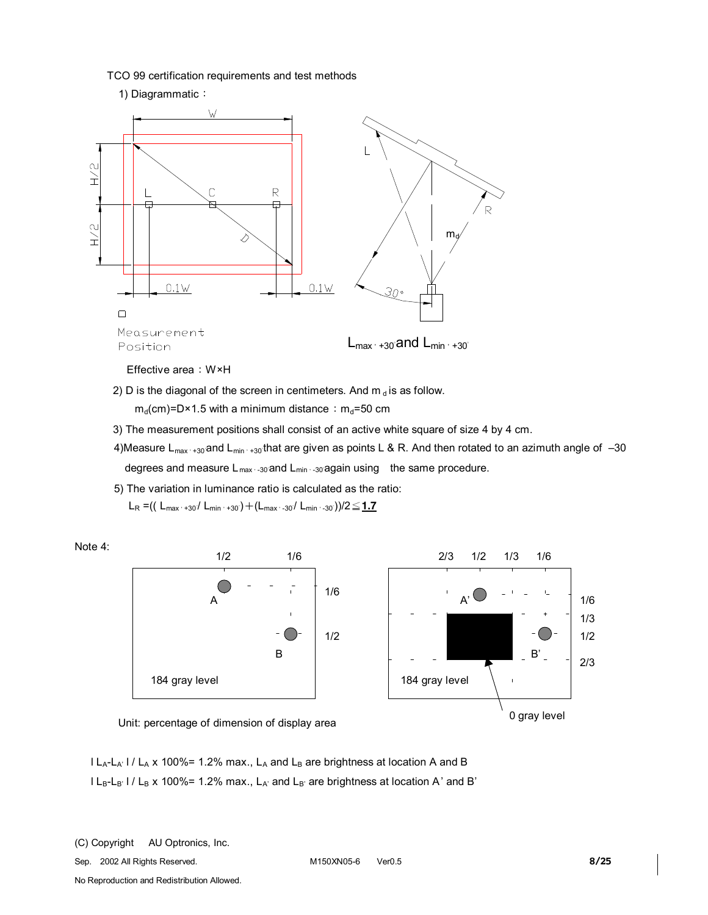TCO 99 certification requirements and test methods

1) Diagrammatic：

W

H/2

H/2

L C R

D

0.1W 0.1W

L

R

$m_d$

30°

Measurement Position

$L_{max \cdot +30}$ and $L_{min \cdot +30}$

Effective area：W×H

2) D is the diagonal of the screen in centimeters. And $m_d$ is as follow.

$m_d$(cm)=D×1.5 with a minimum distance：$m_d$=50 cm

3) The measurement positions shall consist of an active white square of size 4 by 4 cm.

4) Measure $L_{max \cdot +30}$ and $L_{min \cdot +30}$ that are given as points L & R. And then rotated to an azimuth angle of –30 degrees and measure $L_{max \cdot -30}$ and $L_{min \cdot -30}$ again using the same procedure.

5) The variation in luminance ratio is calculated as the ratio:

$L_R = ((L_{max \cdot +30} / L_{min \cdot +30}) + (L_{max \cdot -30} / L_{min \cdot -30}))/2 \leqq$ **1.7**

Note 4:

1/2 1/6

1/6

1/2

A

B

184 gray level

2/3 1/2 1/3 1/6

1/6

1/3

1/2

2/3

A'

B'

184 gray level

0 gray level

Unit: percentage of dimension of display area

$| L_A - L_{A'} | / L_A \times 100\%$ = 1.2% max., $L_A$ and $L_B$ are brightness at location A and B

$| L_B - L_{B'} | / L_B \times 100\%$ = 1.2% max., $L_{A'}$ and $L_{B'}$ are brightness at location A' and B'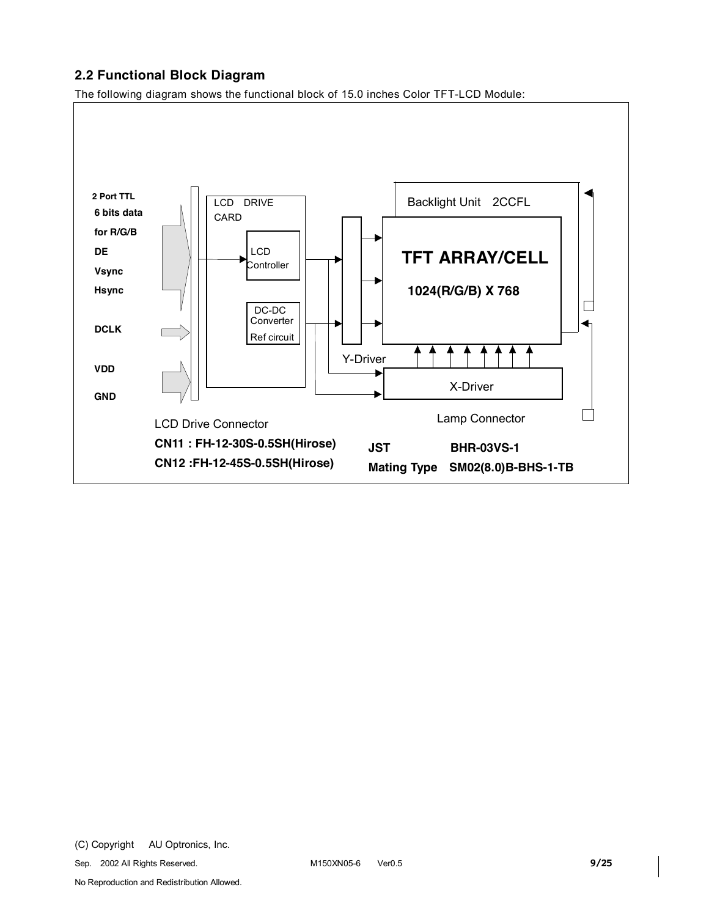## 2.2 Functional Block Diagram

The following diagram shows the functional block of 15.0 inches Color TFT-LCD Module:

**2 Port TTL**
**6 bits data**
**for R/G/B**
**DE**
**Vsync**
**Hsync**

**DCLK**

**VDD**
**GND**

LCD DRIVE CARD

LCD Controller

DC-DC Converter
Ref circuit

Y-Driver

Backlight Unit 2CCFL

**TFT ARRAY/CELL**

**1024(R/G/B) X 768**

X-Driver

LCD Drive Connector

**CN11 : FH-12-30S-0.5SH(Hirose)**

**CN12 :FH-12-45S-0.5SH(Hirose)**

Lamp Connector

**JST BHR-03VS-1**

**Mating Type SM02(8.0)B-BHS-1-TB**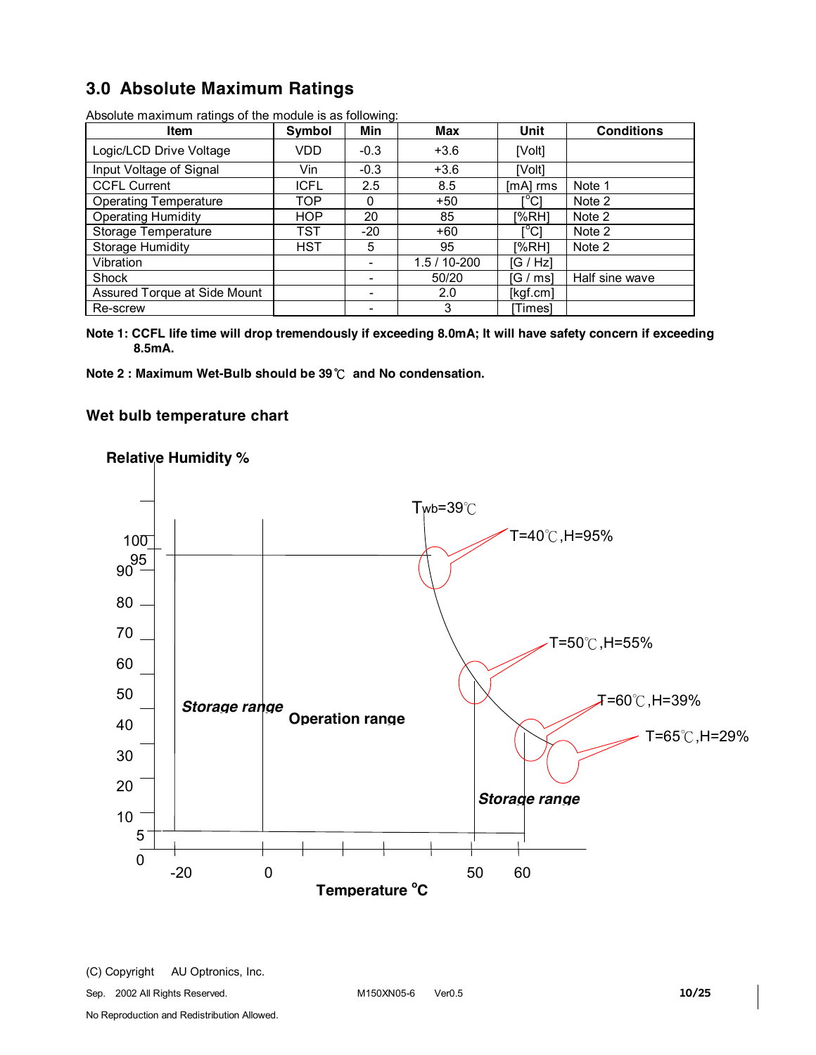## 3.0 Absolute Maximum Ratings

Absolute maximum ratings of the module is as following:

| Item | Symbol | Min | Max | Unit | Conditions |
|---|---|---|---|---|---|
| Logic/LCD Drive Voltage | VDD | -0.3 | +3.6 | [Volt] | |
| Input Voltage of Signal | Vin | -0.3 | +3.6 | [Volt] | |
| CCFL Current | ICFL | 2.5 | 8.5 | [mA] rms | Note 1 |
| Operating Temperature | TOP | 0 | +50 | [°C] | Note 2 |
| Operating Humidity | HOP | 20 | 85 | [%RH] | Note 2 |
| Storage Temperature | TST | -20 | +60 | [°C] | Note 2 |
| Storage Humidity | HST | 5 | 95 | [%RH] | Note 2 |
| Vibration | | - | 1.5 / 10-200 | [G / Hz] | |
| Shock | | - | 50/20 | [G / ms] | Half sine wave |
| Assured Torque at Side Mount | | - | 2.0 | [kgf.cm] | |
| Re-screw | | - | 3 | [Times] | |

**Note 1: CCFL life time will drop tremendously if exceeding 8.0mA; It will have safety concern if exceeding 8.5mA.**

**Note 2 : Maximum Wet-Bulb should be 39℃ and No condensation.**

### Wet bulb temperature chart

**Relative Humidity %**

$T_{wb}$=39℃

T=40℃,H=95%

T=50℃,H=55%

T=60℃,H=39%

T=65℃,H=29%

***Storage range***

**Operation range**

***Storage range***

**Temperature °C**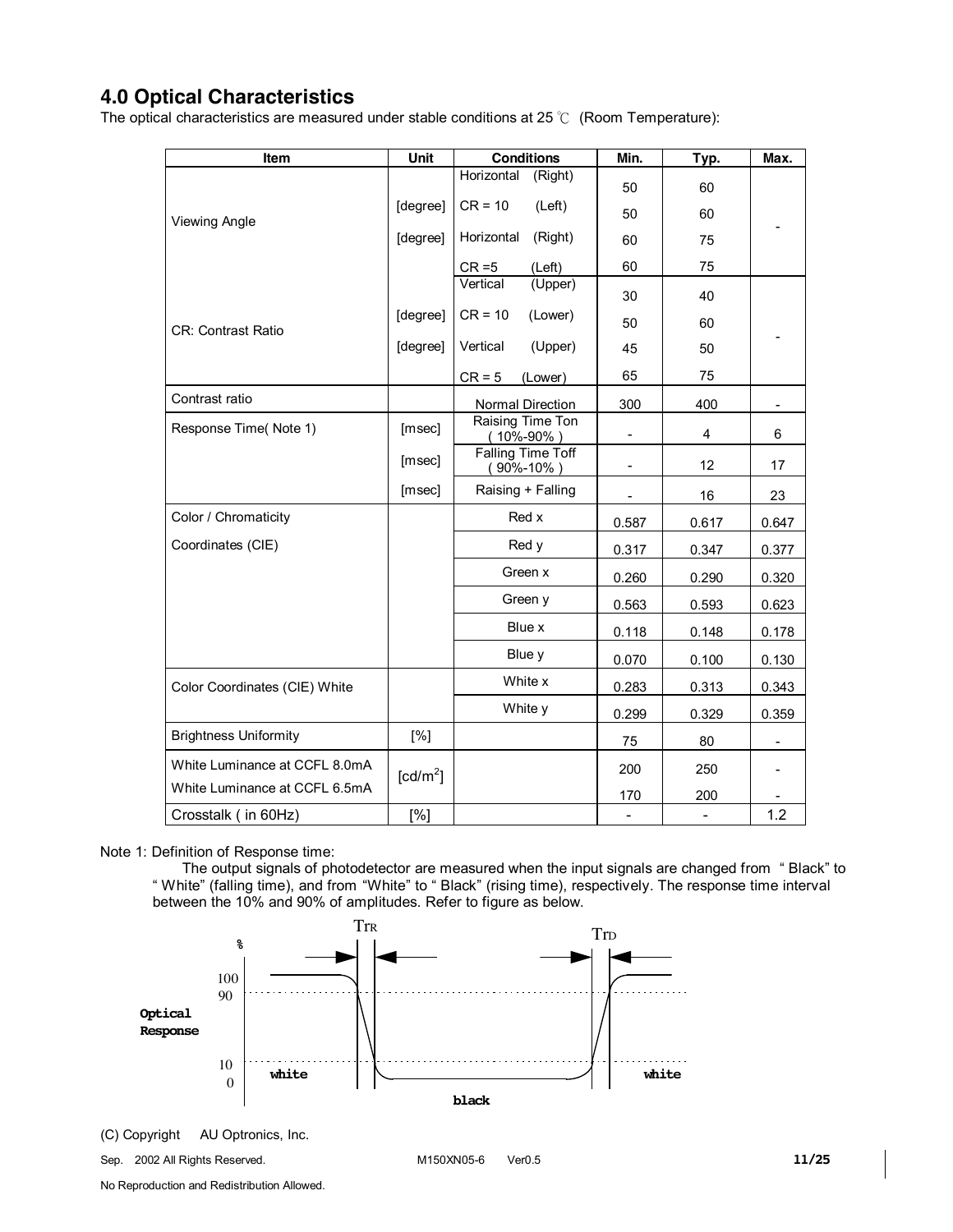## 4.0 Optical Characteristics

The optical characteristics are measured under stable conditions at 25 ℃ (Room Temperature):

| Item | Unit | Conditions | Min. | Typ. | Max. |
|---|---|---|---|---|---|
| Viewing Angle | [degree] | Horizontal (Right) CR = 10 | 50 | 60 | - |
| | | Horizontal (Left) CR = 10 | 50 | 60 | |
| | [degree] | Horizontal (Right) CR = 5 | 60 | 75 | |
| | | Horizontal (Left) CR = 5 | 60 | 75 | |
| CR: Contrast Ratio | [degree] | Vertical (Upper) CR = 10 | 30 | 40 | - |
| | | Vertical (Lower) CR = 10 | 50 | 60 | |
| | [degree] | Vertical (Upper) CR = 5 | 45 | 50 | |
| | | Vertical (Lower) CR = 5 | 65 | 75 | |
| Contrast ratio | | Normal Direction | 300 | 400 | - |
| Response Time( Note 1) | [msec] | Raising Time Ton ( 10%-90% ) | - | 4 | 6 |
| | [msec] | Falling Time Toff ( 90%-10% ) | - | 12 | 17 |
| | [msec] | Raising + Falling | - | 16 | 23 |
| Color / Chromaticity Coordinates (CIE) | | Red x | 0.587 | 0.617 | 0.647 |
| | | Red y | 0.317 | 0.347 | 0.377 |
| | | Green x | 0.260 | 0.290 | 0.320 |
| | | Green y | 0.563 | 0.593 | 0.623 |
| | | Blue x | 0.118 | 0.148 | 0.178 |
| | | Blue y | 0.070 | 0.100 | 0.130 |
| Color Coordinates (CIE) White | | White x | 0.283 | 0.313 | 0.343 |
| | | White y | 0.299 | 0.329 | 0.359 |
| Brightness Uniformity | [%] | | 75 | 80 | - |
| White Luminance at CCFL 8.0mA | [cd/m$^2$] | | 200 | 250 | - |
| White Luminance at CCFL 6.5mA | | | 170 | 200 | - |
| Crosstalk ( in 60Hz) | [%] | | - | - | 1.2 |

Note 1: Definition of Response time:

The output signals of photodetector are measured when the input signals are changed from " Black" to " White" (falling time), and from "White" to " Black" (rising time), respectively. The response time interval between the 10% and 90% of amplitudes. Refer to figure as below.

(C) Copyright AU Optronics, Inc.

Sep. 2002 All Rights Reserved. M150XN05-6 Ver0.5

No Reproduction and Redistribution Allowed.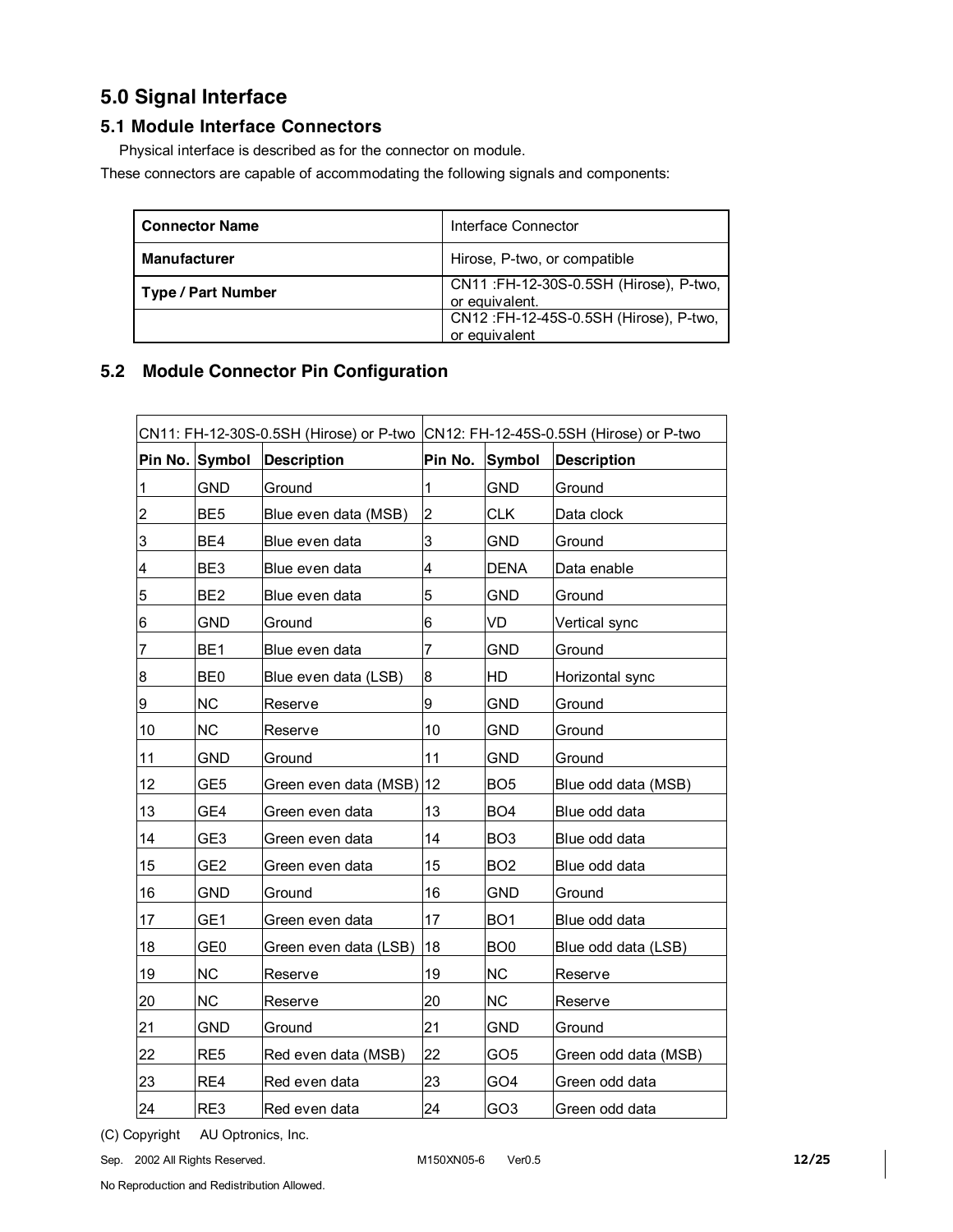## 5.0 Signal Interface

### 5.1 Module Interface Connectors

Physical interface is described as for the connector on module.

These connectors are capable of accommodating the following signals and components:

| **Connector Name** | Interface Connector |
| --- | --- |
| **Manufacturer** | Hirose, P-two, or compatible |
| **Type / Part Number** | CN11 :FH-12-30S-0.5SH (Hirose), P-two, or equivalent. |
| | CN12 :FH-12-45S-0.5SH (Hirose), P-two, or equivalent |

### 5.2 Module Connector Pin Configuration

| CN11: FH-12-30S-0.5SH (Hirose) or P-two | | | CN12: FH-12-45S-0.5SH (Hirose) or P-two | | |
| --- | --- | --- | --- | --- | --- |
| **Pin No.** | **Symbol** | **Description** | **Pin No.** | **Symbol** | **Description** |
| 1 | GND | Ground | 1 | GND | Ground |
| 2 | BE5 | Blue even data (MSB) | 2 | CLK | Data clock |
| 3 | BE4 | Blue even data | 3 | GND | Ground |
| 4 | BE3 | Blue even data | 4 | DENA | Data enable |
| 5 | BE2 | Blue even data | 5 | GND | Ground |
| 6 | GND | Ground | 6 | VD | Vertical sync |
| 7 | BE1 | Blue even data | 7 | GND | Ground |
| 8 | BE0 | Blue even data (LSB) | 8 | HD | Horizontal sync |
| 9 | NC | Reserve | 9 | GND | Ground |
| 10 | NC | Reserve | 10 | GND | Ground |
| 11 | GND | Ground | 11 | GND | Ground |
| 12 | GE5 | Green even data (MSB) | 12 | BO5 | Blue odd data (MSB) |
| 13 | GE4 | Green even data | 13 | BO4 | Blue odd data |
| 14 | GE3 | Green even data | 14 | BO3 | Blue odd data |
| 15 | GE2 | Green even data | 15 | BO2 | Blue odd data |
| 16 | GND | Ground | 16 | GND | Ground |
| 17 | GE1 | Green even data | 17 | BO1 | Blue odd data |
| 18 | GE0 | Green even data (LSB) | 18 | BO0 | Blue odd data (LSB) |
| 19 | NC | Reserve | 19 | NC | Reserve |
| 20 | NC | Reserve | 20 | NC | Reserve |
| 21 | GND | Ground | 21 | GND | Ground |
| 22 | RE5 | Red even data (MSB) | 22 | GO5 | Green odd data (MSB) |
| 23 | RE4 | Red even data | 23 | GO4 | Green odd data |
| 24 | RE3 | Red even data | 24 | GO3 | Green odd data |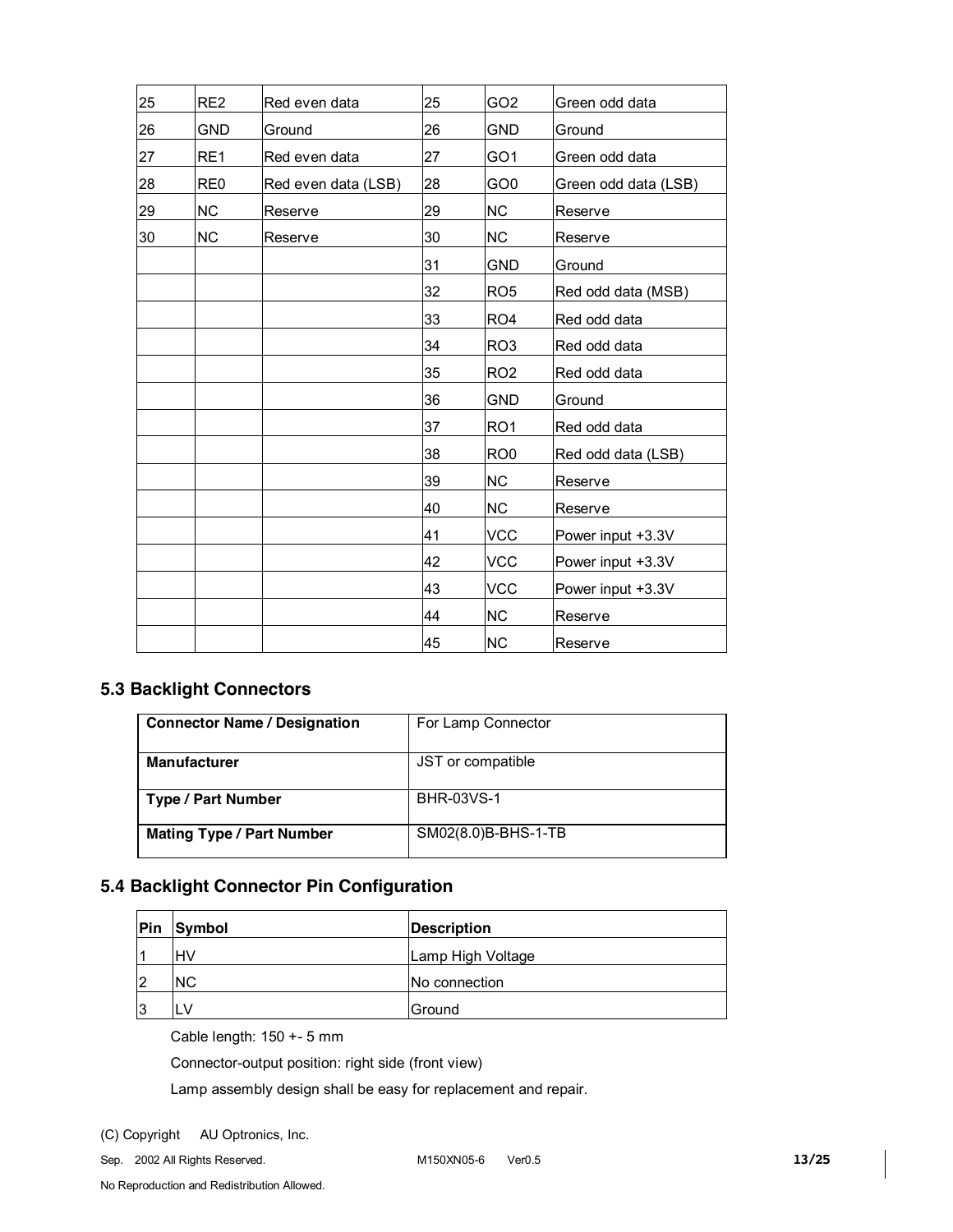| 25 | RE2 | Red even data | 25 | GO2 | Green odd data |
|---|---|---|---|---|---|
| 26 | GND | Ground | 26 | GND | Ground |
| 27 | RE1 | Red even data | 27 | GO1 | Green odd data |
| 28 | RE0 | Red even data (LSB) | 28 | GO0 | Green odd data (LSB) |
| 29 | NC | Reserve | 29 | NC | Reserve |
| 30 | NC | Reserve | 30 | NC | Reserve |
| | | | 31 | GND | Ground |
| | | | 32 | RO5 | Red odd data (MSB) |
| | | | 33 | RO4 | Red odd data |
| | | | 34 | RO3 | Red odd data |
| | | | 35 | RO2 | Red odd data |
| | | | 36 | GND | Ground |
| | | | 37 | RO1 | Red odd data |
| | | | 38 | RO0 | Red odd data (LSB) |
| | | | 39 | NC | Reserve |
| | | | 40 | NC | Reserve |
| | | | 41 | VCC | Power input +3.3V |
| | | | 42 | VCC | Power input +3.3V |
| | | | 43 | VCC | Power input +3.3V |
| | | | 44 | NC | Reserve |
| | | | 45 | NC | Reserve |

## 5.3 Backlight Connectors

| **Connector Name / Designation** | For Lamp Connector |
|---|---|
| **Manufacturer** | JST or compatible |
| **Type / Part Number** | BHR-03VS-1 |
| **Mating Type / Part Number** | SM02(8.0)B-BHS-1-TB |

## 5.4 Backlight Connector Pin Configuration

| Pin | Symbol | Description |
|---|---|---|
| 1 | HV | Lamp High Voltage |
| 2 | NC | No connection |
| 3 | LV | Ground |

Cable length: 150 +- 5 mm

Connector-output position: right side (front view)

Lamp assembly design shall be easy for replacement and repair.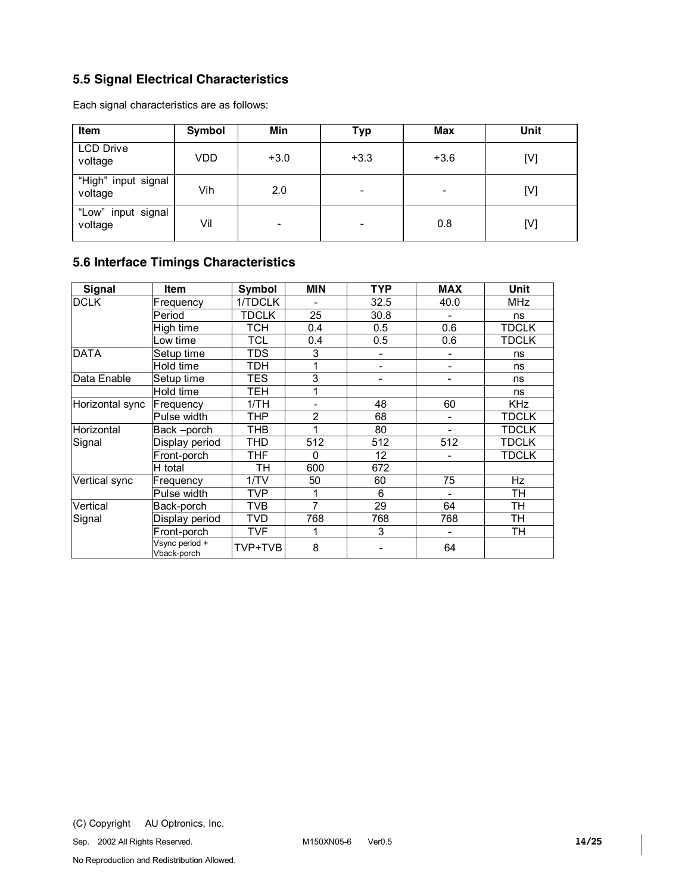## 5.5 Signal Electrical Characteristics

Each signal characteristics are as follows:

| Item | Symbol | Min | Typ | Max | Unit |
|---|---|---|---|---|---|
| LCD Drive voltage | VDD | +3.0 | +3.3 | +3.6 | [V] |
| "High" input signal voltage | Vih | 2.0 | - | - | [V] |
| "Low" input signal voltage | Vil | - | - | 0.8 | [V] |

## 5.6 Interface Timings Characteristics

| Signal | Item | Symbol | MIN | TYP | MAX | Unit |
|---|---|---|---|---|---|---|
| DCLK | Frequency | 1/TDCLK | - | 32.5 | 40.0 | MHz |
| | Period | TDCLK | 25 | 30.8 | - | ns |
| | High time | TCH | 0.4 | 0.5 | 0.6 | TDCLK |
| | Low time | TCL | 0.4 | 0.5 | 0.6 | TDCLK |
| DATA | Setup time | TDS | 3 | - | - | ns |
| | Hold time | TDH | 1 | - | - | ns |
| Data Enable | Setup time | TES | 3 | - | - | ns |
| | Hold time | TEH | 1 | | | ns |
| Horizontal sync | Frequency | 1/TH | - | 48 | 60 | KHz |
| | Pulse width | THP | 2 | 68 | - | TDCLK |
| Horizontal Signal | Back –porch | THB | 1 | 80 | - | TDCLK |
| | Display period | THD | 512 | 512 | 512 | TDCLK |
| | Front-porch | THF | 0 | 12 | - | TDCLK |
| | H total | TH | 600 | 672 | | |
| Vertical sync | Frequency | 1/TV | 50 | 60 | 75 | Hz |
| | Pulse width | TVP | 1 | 6 | - | TH |
| Vertical Signal | Back-porch | TVB | 7 | 29 | 64 | TH |
| | Display period | TVD | 768 | 768 | 768 | TH |
| | Front-porch | TVF | 1 | 3 | - | TH |
| | Vsync period + Vback-porch | TVP+TVB | 8 | - | 64 | |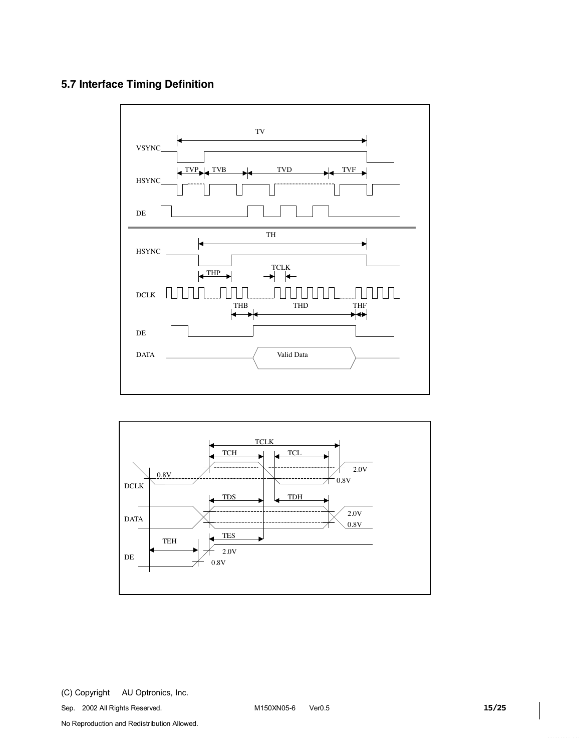## 5.7 Interface Timing Definition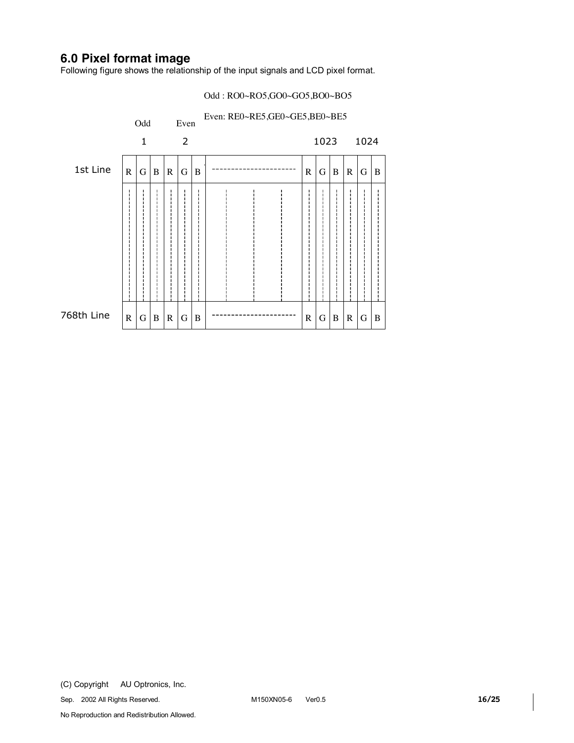## 6.0 Pixel format image

Following figure shows the relationship of the input signals and LCD pixel format.

Odd : RO0~RO5,GO0~GO5,BO0~BO5

Even: RE0~RE5,GE0~GE5,BE0~BE5

| | Odd | | | Even | | | | | | | | | | |
|---|---|---|---|---|---|---|---|---|---|---|---|---|---|---|
| | 1 | | | 2 | | | | 1023 | | | 1024 | | | |
| 1st Line | R | G | B | R | G | B | ---------------------- | R | G | B | R | G | B |
| 768th Line | R | G | B | R | G | B | ---------------------- | R | G | B | R | G | B |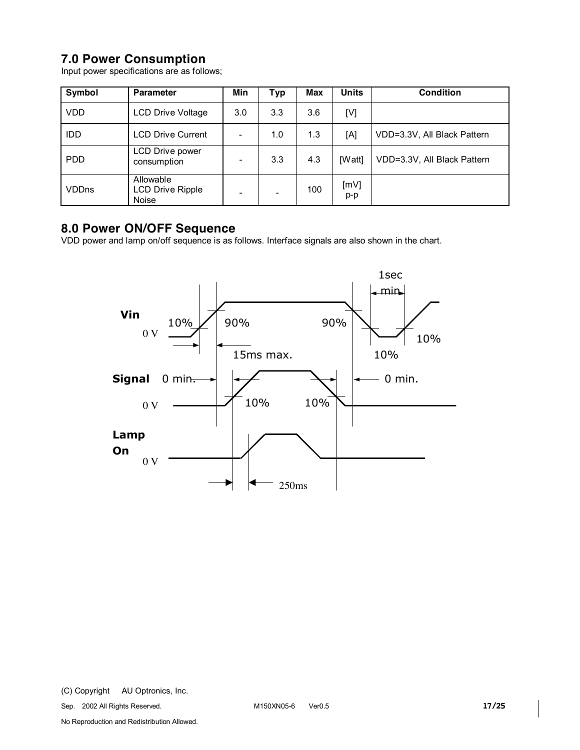## 7.0 Power Consumption

Input power specifications are as follows;

| Symbol | Parameter | Min | Typ | Max | Units | Condition |
|---|---|---|---|---|---|---|
| VDD | LCD Drive Voltage | 3.0 | 3.3 | 3.6 | [V] | |
| IDD | LCD Drive Current | - | 1.0 | 1.3 | [A] | VDD=3.3V, All Black Pattern |
| PDD | LCD Drive power consumption | - | 3.3 | 4.3 | [Watt] | VDD=3.3V, All Black Pattern |
| VDDns | Allowable LCD Drive Ripple Noise | - | - | 100 | [mV] p-p | |

## 8.0 Power ON/OFF Sequence

VDD power and lamp on/off sequence is as follows. Interface signals are also shown in the chart.

Vin
0 V
10%
90%
90%
10%
10%
15ms max.
1sec min

Signal
0 V
0 min.
0 min.
10%
10%

Lamp On
0 V
250ms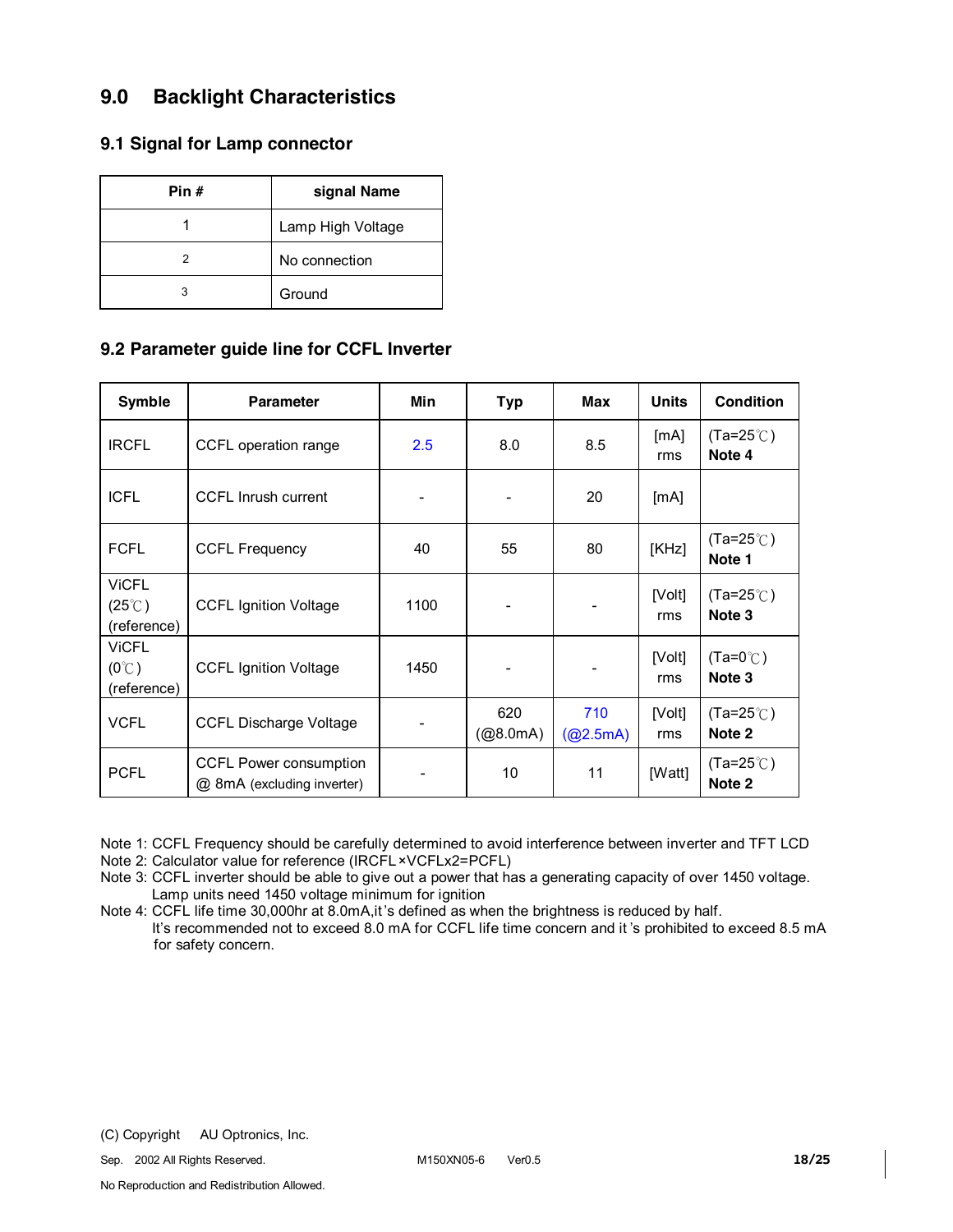## 9.0 Backlight Characteristics

### 9.1 Signal for Lamp connector

| Pin # | signal Name |
|---|---|
| 1 | Lamp High Voltage |
| 2 | No connection |
| 3 | Ground |

### 9.2 Parameter guide line for CCFL Inverter

| Symble | Parameter | Min | Typ | Max | Units | Condition |
|---|---|---|---|---|---|---|
| IRCFL | CCFL operation range | 2.5 | 8.0 | 8.5 | [mA] rms | (Ta=25℃) **Note 4** |
| ICFL | CCFL Inrush current | - | - | 20 | [mA] | |
| FCFL | CCFL Frequency | 40 | 55 | 80 | [KHz] | (Ta=25℃) **Note 1** |
| ViCFL (25℃) (reference) | CCFL Ignition Voltage | 1100 | - | - | [Volt] rms | (Ta=25℃) **Note 3** |
| ViCFL (0℃) (reference) | CCFL Ignition Voltage | 1450 | - | - | [Volt] rms | (Ta=0℃) **Note 3** |
| VCFL | CCFL Discharge Voltage | - | 620 (@8.0mA) | 710 (@2.5mA) | [Volt] rms | (Ta=25℃) **Note 2** |
| PCFL | CCFL Power consumption @ 8mA (excluding inverter) | - | 10 | 11 | [Watt] | (Ta=25℃) **Note 2** |

Note 1: CCFL Frequency should be carefully determined to avoid interference between inverter and TFT LCD

Note 2: Calculator value for reference (IRCFL×VCFLx2=PCFL)

Note 3: CCFL inverter should be able to give out a power that has a generating capacity of over 1450 voltage. Lamp units need 1450 voltage minimum for ignition

Note 4: CCFL life time 30,000hr at 8.0mA,it's defined as when the brightness is reduced by half. It's recommended not to exceed 8.0 mA for CCFL life time concern and it's prohibited to exceed 8.5 mA for safety concern.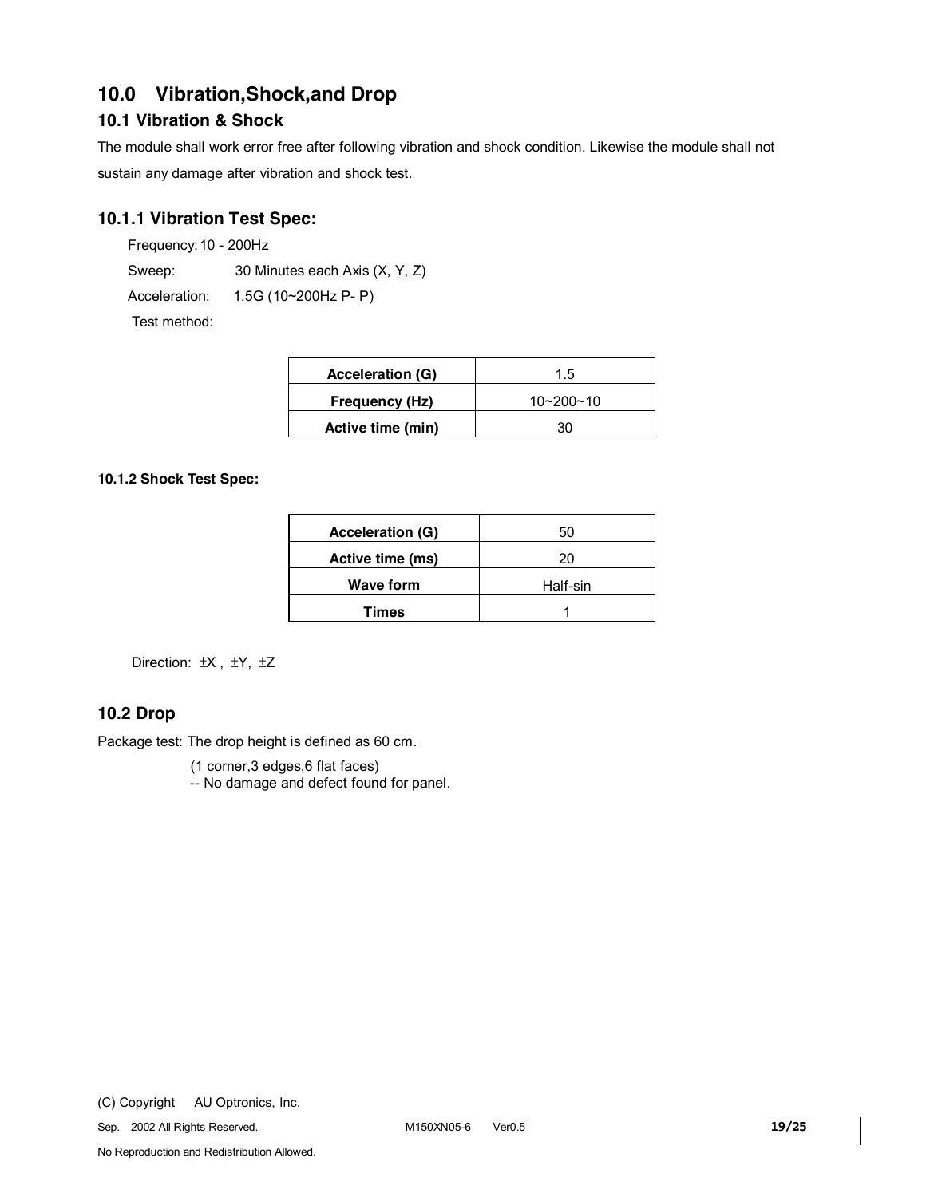## 10.0 Vibration,Shock,and Drop

### 10.1 Vibration & Shock

The module shall work error free after following vibration and shock condition. Likewise the module shall not sustain any damage after vibration and shock test.

### 10.1.1 Vibration Test Spec:

Frequency: 10 - 200Hz

Sweep: 30 Minutes each Axis (X, Y, Z)

Acceleration: 1.5G (10~200Hz P- P)

Test method:

| Acceleration (G) | 1.5 |
|---|---|
| Frequency (Hz) | 10~200~10 |
| Active time (min) | 30 |

#### 10.1.2 Shock Test Spec:

| Acceleration (G) | 50 |
|---|---|
| Active time (ms) | 20 |
| Wave form | Half-sin |
| Times | 1 |

Direction: ±X , ±Y, ±Z

### 10.2 Drop

Package test: The drop height is defined as 60 cm.

(1 corner,3 edges,6 flat faces)
-- No damage and defect found for panel.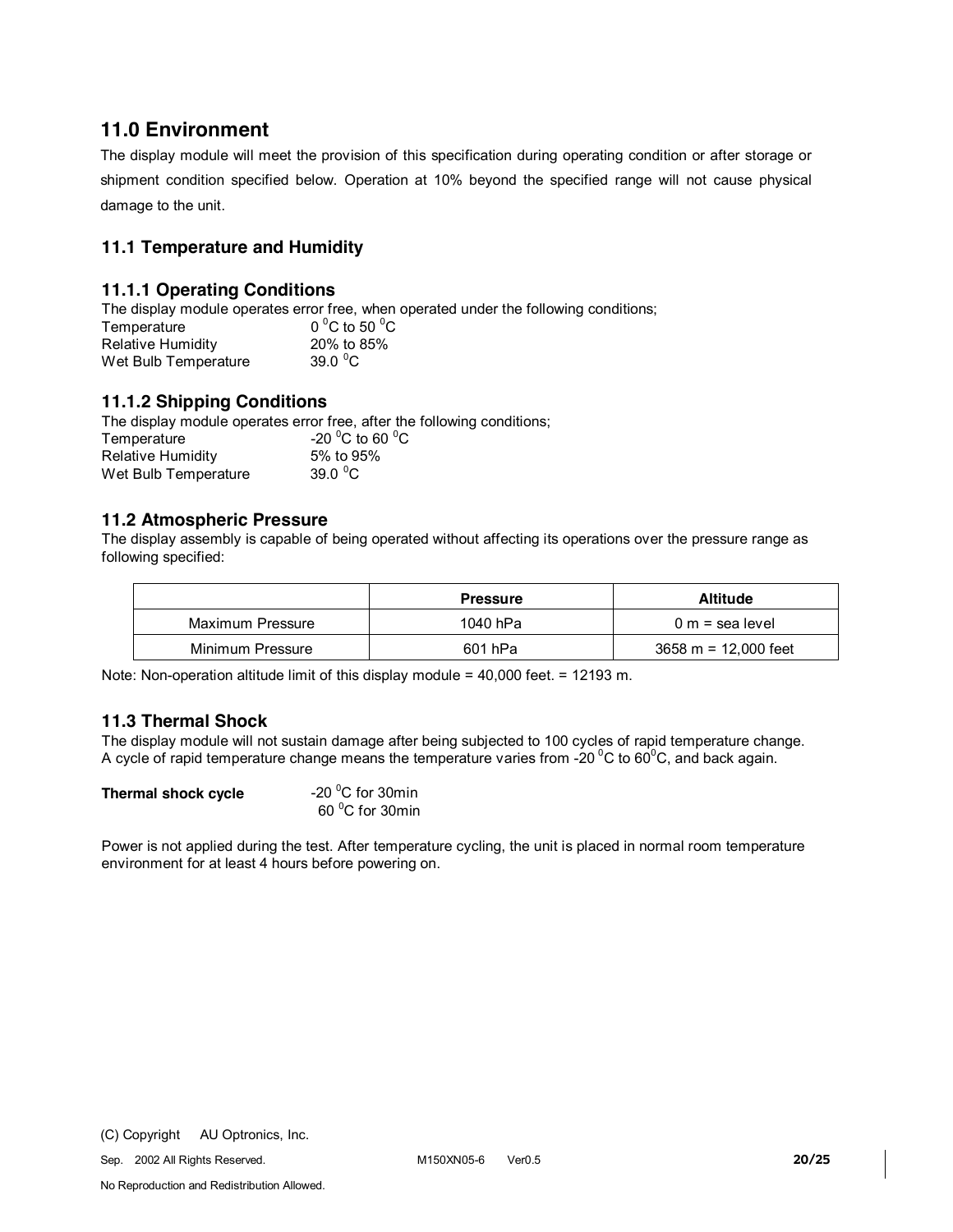## 11.0 Environment

The display module will meet the provision of this specification during operating condition or after storage or shipment condition specified below. Operation at 10% beyond the specified range will not cause physical damage to the unit.

### 11.1 Temperature and Humidity

#### 11.1.1 Operating Conditions

The display module operates error free, when operated under the following conditions;

| | |
|---|---|
| Temperature | $0\ ^0C$ to $50\ ^0C$ |
| Relative Humidity | 20% to 85% |
| Wet Bulb Temperature | $39.0\ ^0C$ |

#### 11.1.2 Shipping Conditions

The display module operates error free, after the following conditions;

| | |
|---|---|
| Temperature | $-20\ ^0C$ to $60\ ^0C$ |
| Relative Humidity | 5% to 95% |
| Wet Bulb Temperature | $39.0\ ^0C$ |

### 11.2 Atmospheric Pressure

The display assembly is capable of being operated without affecting its operations over the pressure range as following specified:

| | Pressure | Altitude |
|---|---|---|
| Maximum Pressure | 1040 hPa | 0 m = sea level |
| Minimum Pressure | 601 hPa | 3658 m = 12,000 feet |

Note: Non-operation altitude limit of this display module = 40,000 feet. = 12193 m.

### 11.3 Thermal Shock

The display module will not sustain damage after being subjected to 100 cycles of rapid temperature change. A cycle of rapid temperature change means the temperature varies from $-20\ ^0C$ to $60^0C$, and back again.

**Thermal shock cycle** $-20\ ^0C$ for 30min
$60\ ^0C$ for 30min

Power is not applied during the test. After temperature cycling, the unit is placed in normal room temperature environment for at least 4 hours before powering on.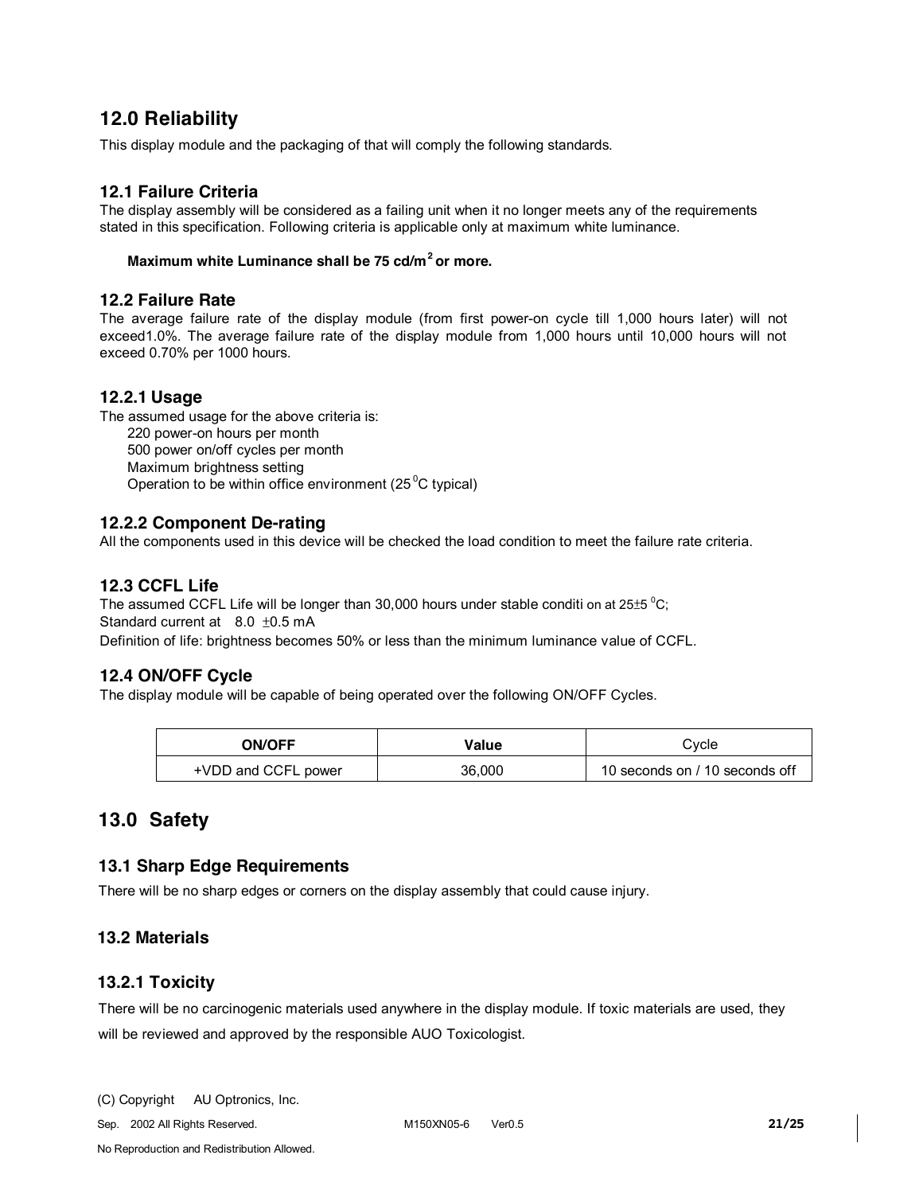## 12.0 Reliability

This display module and the packaging of that will comply the following standards.

### 12.1 Failure Criteria

The display assembly will be considered as a failing unit when it no longer meets any of the requirements stated in this specification. Following criteria is applicable only at maximum white luminance.

**Maximum white Luminance shall be 75 cd/m$^2$ or more.**

### 12.2 Failure Rate

The average failure rate of the display module (from first power-on cycle till 1,000 hours later) will not exceed1.0%. The average failure rate of the display module from 1,000 hours until 10,000 hours will not exceed 0.70% per 1000 hours.

### 12.2.1 Usage

The assumed usage for the above criteria is:

- 220 power-on hours per month
- 500 power on/off cycles per month
- Maximum brightness setting
- Operation to be within office environment (25 $^0$C typical)

### 12.2.2 Component De-rating

All the components used in this device will be checked the load condition to meet the failure rate criteria.

### 12.3 CCFL Life

The assumed CCFL Life will be longer than 30,000 hours under stable conditi on at 25±5 $^0$C;
Standard current at 8.0 ±0.5 mA
Definition of life: brightness becomes 50% or less than the minimum luminance value of CCFL.

### 12.4 ON/OFF Cycle

The display module will be capable of being operated over the following ON/OFF Cycles.

| ON/OFF | Value | Cycle |
|---|---|---|
| +VDD and CCFL power | 36,000 | 10 seconds on / 10 seconds off |

## 13.0 Safety

### 13.1 Sharp Edge Requirements

There will be no sharp edges or corners on the display assembly that could cause injury.

### 13.2 Materials

### 13.2.1 Toxicity

There will be no carcinogenic materials used anywhere in the display module. If toxic materials are used, they will be reviewed and approved by the responsible AUO Toxicologist.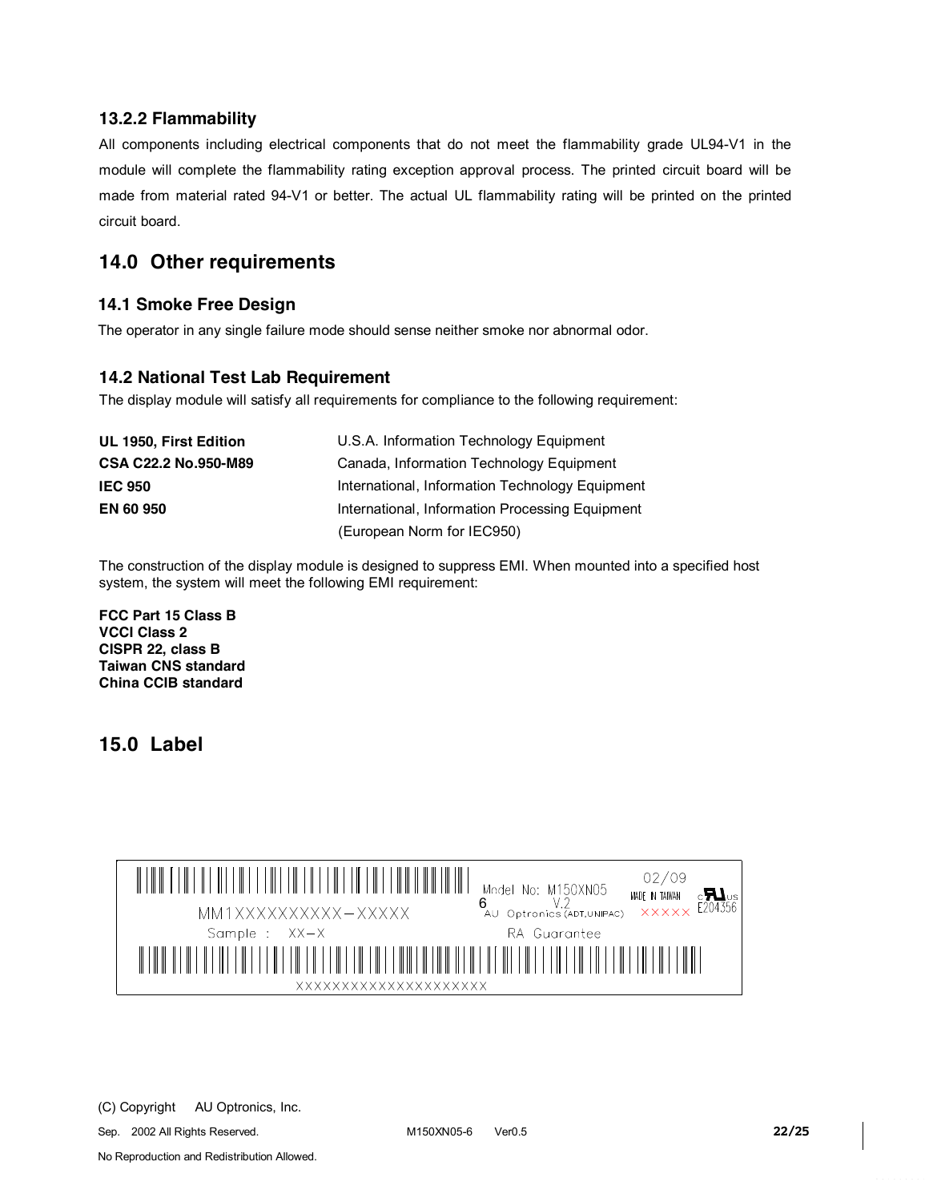### 13.2.2 Flammability

All components including electrical components that do not meet the flammability grade UL94-V1 in the module will complete the flammability rating exception approval process. The printed circuit board will be made from material rated 94-V1 or better. The actual UL flammability rating will be printed on the printed circuit board.

## 14.0 Other requirements

### 14.1 Smoke Free Design

The operator in any single failure mode should sense neither smoke nor abnormal odor.

### 14.2 National Test Lab Requirement

The display module will satisfy all requirements for compliance to the following requirement:

| | |
|---|---|
| **UL 1950, First Edition** | U.S.A. Information Technology Equipment |
| **CSA C22.2 No.950-M89** | Canada, Information Technology Equipment |
| **IEC 950** | International, Information Technology Equipment |
| **EN 60 950** | International, Information Processing Equipment (European Norm for IEC950) |

The construction of the display module is designed to suppress EMI. When mounted into a specified host system, the system will meet the following EMI requirement:

**FCC Part 15 Class B**
**VCCI Class 2**
**CISPR 22, class B**
**Taiwan CNS standard**
**China CCIB standard**

## 15.0 Label

MM1XXXXXXXXXX−XXXXX

Model No: M150XN05 6 V.2

AU Optronics (ADT,UNIPAC)

02/09

MADE IN TAIWAN

XXXXX

c UL us E204356

Sample : XX−X

RA Guarantee

XXXXXXXXXXXXXXXXXXXXX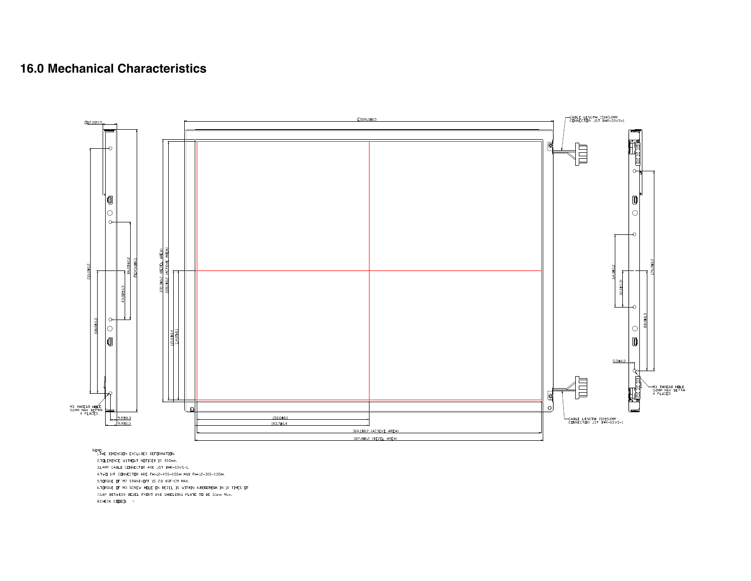## 16.0 Mechanical Characteristics

NOTE:
1.THE DIMENSION EXCLUDES DEFORMATION.
2.TOLERENCE WITHOUT NOTICED IS ±0.5mm.
3.LAMP CABLE CONNECTOR ARE JST BHR-03VS-1.
4.TWO I/F CONNECTOR ARE FH-12-45S-0.5SH AND FH-12-30S-0.5SH.
5.TORQUE OF M2 STAND-OFF IS 2.0 KGF-CM MAX.
6.TORQUE OF M3 SCREW HOLE ON BEZEL IS WITHIN 4.0KGF-CM IN 10 TIMES OF
7.GAP BETWEEN BEZEL FRONT AND SHIELDING PLATE TO BE 0.5mm Max.
8.CHECK CODE: -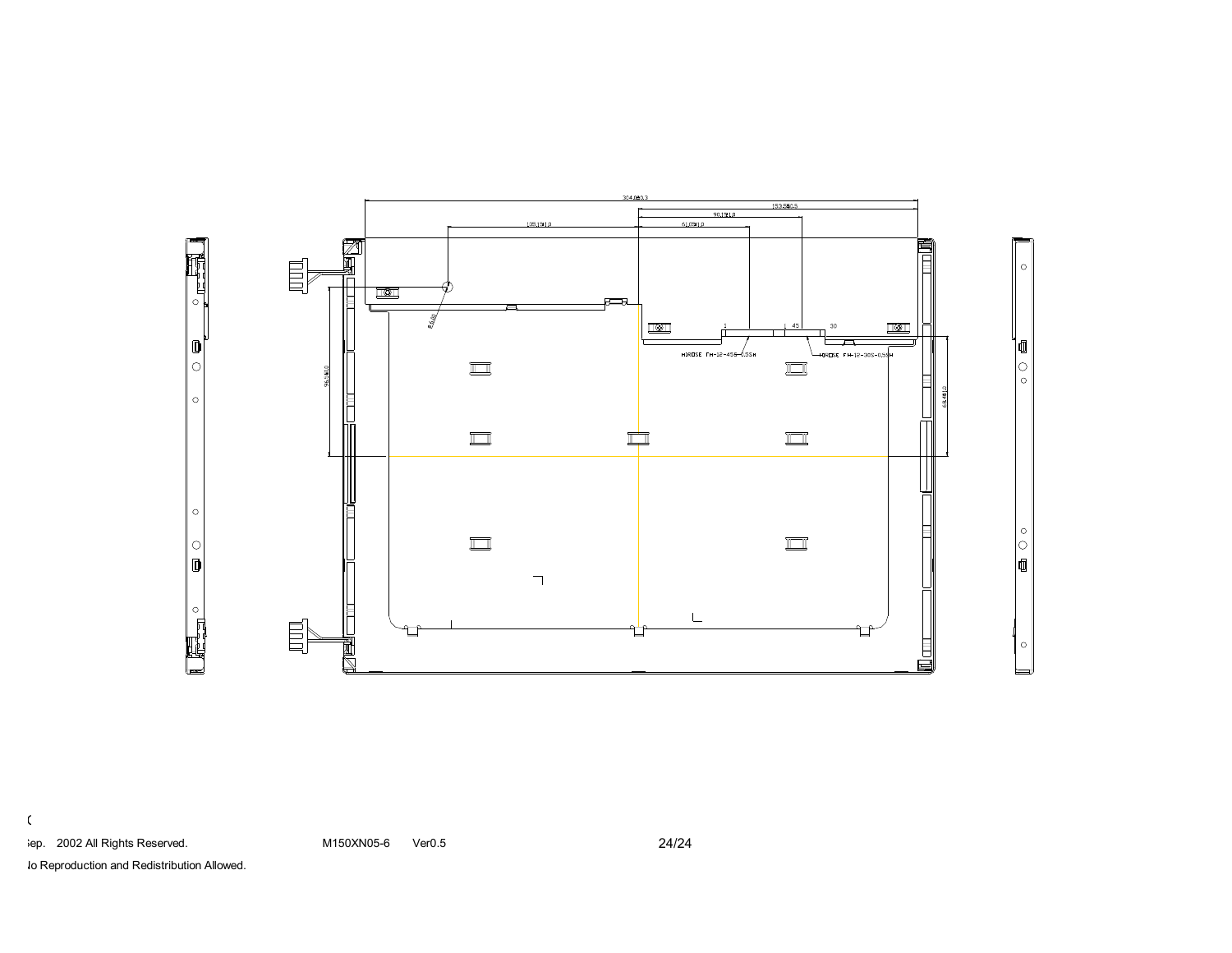304.00±0.3

153.50±0.5

90.19±1.0

105.19±1.0

61.09±1.0

1

1 45

30

HIROSE FH-12-45S-0.5SH

HIROSE FH-12-30S-0.5SH

96.5±1.0

68.45±1.0